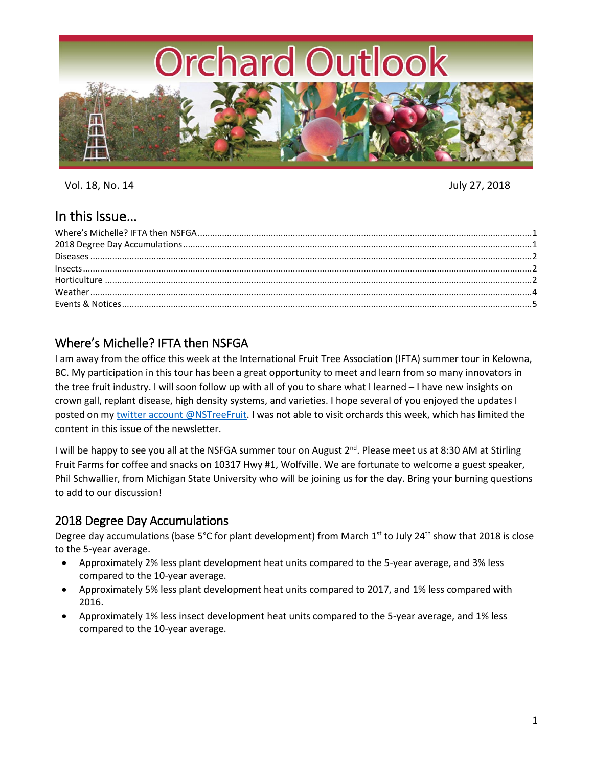# Orchard Outlook

Vol. 18, No. 14 July 27, 2018

## In this Issue...

Where's Michelle? IFTA then NSFGA .....1
2018 Degree Day Accumulations .....1
Diseases .....2
Insects .....2
Horticulture .....2
Weather .....4
Events & Notices .....5

## Where's Michelle? IFTA then NSFGA

I am away from the office this week at the International Fruit Tree Association (IFTA) summer tour in Kelowna, BC. My participation in this tour has been a great opportunity to meet and learn from so many innovators in the tree fruit industry. I will soon follow up with all of you to share what I learned – I have new insights on crown gall, replant disease, high density systems, and varieties. I hope several of you enjoyed the updates I posted on my twitter account @NSTreeFruit. I was not able to visit orchards this week, which has limited the content in this issue of the newsletter.

I will be happy to see you all at the NSFGA summer tour on August 2nd. Please meet us at 8:30 AM at Stirling Fruit Farms for coffee and snacks on 10317 Hwy #1, Wolfville. We are fortunate to welcome a guest speaker, Phil Schwallier, from Michigan State University who will be joining us for the day. Bring your burning questions to add to our discussion!

## 2018 Degree Day Accumulations

Degree day accumulations (base 5°C for plant development) from March 1st to July 24th show that 2018 is close to the 5-year average.

- Approximately 2% less plant development heat units compared to the 5-year average, and 3% less compared to the 10-year average.
- Approximately 5% less plant development heat units compared to 2017, and 1% less compared with 2016.
- Approximately 1% less insect development heat units compared to the 5-year average, and 1% less compared to the 10-year average.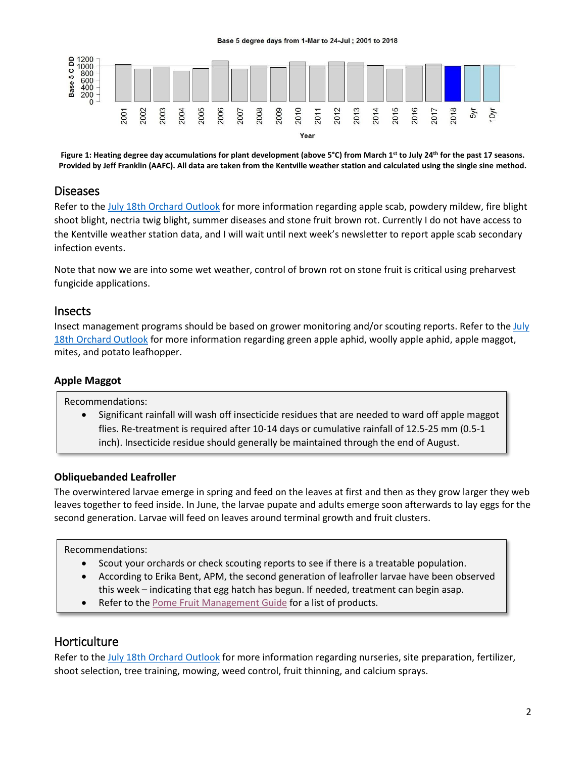Base 5 degree days from 1-Mar to 24-Jul ; 2001 to 2018

**Figure 1: Heating degree day accumulations for plant development (above 5°C) from March 1st to July 24th for the past 17 seasons. Provided by Jeff Franklin (AAFC). All data are taken from the Kentville weather station and calculated using the single sine method.**

## Diseases

Refer to the July 18th Orchard Outlook for more information regarding apple scab, powdery mildew, fire blight shoot blight, nectria twig blight, summer diseases and stone fruit brown rot. Currently I do not have access to the Kentville weather station data, and I will wait until next week's newsletter to report apple scab secondary infection events.

Note that now we are into some wet weather, control of brown rot on stone fruit is critical using preharvest fungicide applications.

## Insects

Insect management programs should be based on grower monitoring and/or scouting reports. Refer to the July 18th Orchard Outlook for more information regarding green apple aphid, woolly apple aphid, apple maggot, mites, and potato leafhopper.

### Apple Maggot

Recommendations:

- Significant rainfall will wash off insecticide residues that are needed to ward off apple maggot flies. Re-treatment is required after 10-14 days or cumulative rainfall of 12.5-25 mm (0.5-1 inch). Insecticide residue should generally be maintained through the end of August.

### Obliquebanded Leafroller

The overwintered larvae emerge in spring and feed on the leaves at first and then as they grow larger they web leaves together to feed inside. In June, the larvae pupate and adults emerge soon afterwards to lay eggs for the second generation. Larvae will feed on leaves around terminal growth and fruit clusters.

Recommendations:

- Scout your orchards or check scouting reports to see if there is a treatable population.
- According to Erika Bent, APM, the second generation of leafroller larvae have been observed this week – indicating that egg hatch has begun. If needed, treatment can begin asap.
- Refer to the Pome Fruit Management Guide for a list of products.

## Horticulture

Refer to the July 18th Orchard Outlook for more information regarding nurseries, site preparation, fertilizer, shoot selection, tree training, mowing, weed control, fruit thinning, and calcium sprays.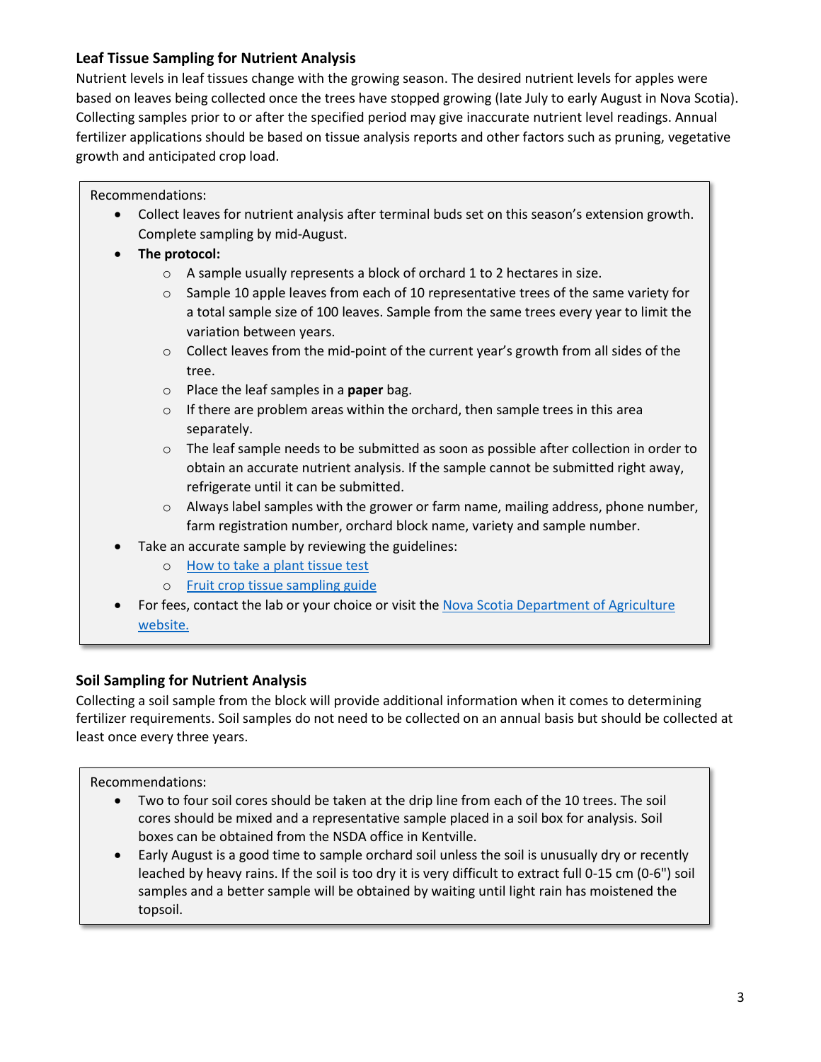### Leaf Tissue Sampling for Nutrient Analysis

Nutrient levels in leaf tissues change with the growing season. The desired nutrient levels for apples were based on leaves being collected once the trees have stopped growing (late July to early August in Nova Scotia). Collecting samples prior to or after the specified period may give inaccurate nutrient level readings. Annual fertilizer applications should be based on tissue analysis reports and other factors such as pruning, vegetative growth and anticipated crop load.

Recommendations:

- Collect leaves for nutrient analysis after terminal buds set on this season's extension growth. Complete sampling by mid-August.
- **The protocol:**
  - A sample usually represents a block of orchard 1 to 2 hectares in size.
  - Sample 10 apple leaves from each of 10 representative trees of the same variety for a total sample size of 100 leaves. Sample from the same trees every year to limit the variation between years.
  - Collect leaves from the mid-point of the current year's growth from all sides of the tree.
  - Place the leaf samples in a **paper** bag.
  - If there are problem areas within the orchard, then sample trees in this area separately.
  - The leaf sample needs to be submitted as soon as possible after collection in order to obtain an accurate nutrient analysis. If the sample cannot be submitted right away, refrigerate until it can be submitted.
  - Always label samples with the grower or farm name, mailing address, phone number, farm registration number, orchard block name, variety and sample number.
- Take an accurate sample by reviewing the guidelines:
  - How to take a plant tissue test
  - Fruit crop tissue sampling guide
- For fees, contact the lab or your choice or visit the Nova Scotia Department of Agriculture website.

### Soil Sampling for Nutrient Analysis

Collecting a soil sample from the block will provide additional information when it comes to determining fertilizer requirements. Soil samples do not need to be collected on an annual basis but should be collected at least once every three years.

Recommendations:

- Two to four soil cores should be taken at the drip line from each of the 10 trees. The soil cores should be mixed and a representative sample placed in a soil box for analysis. Soil boxes can be obtained from the NSDA office in Kentville.
- Early August is a good time to sample orchard soil unless the soil is unusually dry or recently leached by heavy rains. If the soil is too dry it is very difficult to extract full 0-15 cm (0-6") soil samples and a better sample will be obtained by waiting until light rain has moistened the topsoil.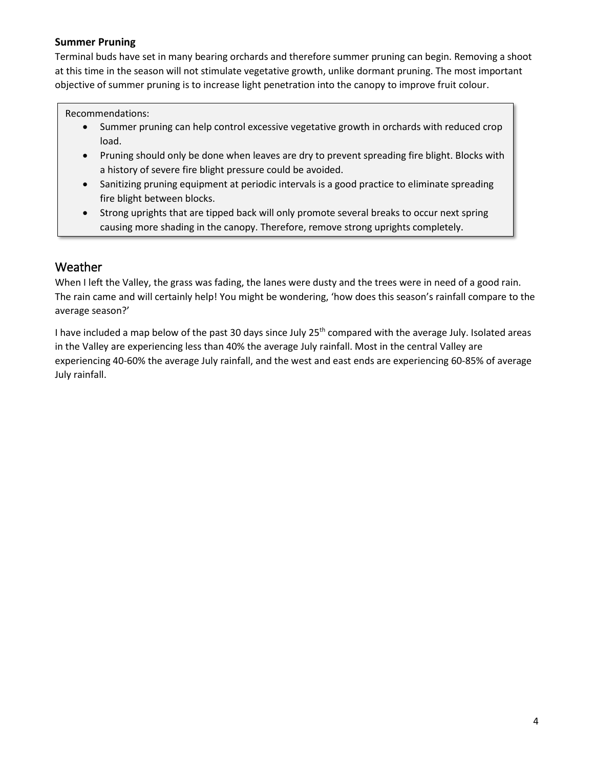### Summer Pruning

Terminal buds have set in many bearing orchards and therefore summer pruning can begin. Removing a shoot at this time in the season will not stimulate vegetative growth, unlike dormant pruning. The most important objective of summer pruning is to increase light penetration into the canopy to improve fruit colour.

Recommendations:

- Summer pruning can help control excessive vegetative growth in orchards with reduced crop load.
- Pruning should only be done when leaves are dry to prevent spreading fire blight. Blocks with a history of severe fire blight pressure could be avoided.
- Sanitizing pruning equipment at periodic intervals is a good practice to eliminate spreading fire blight between blocks.
- Strong uprights that are tipped back will only promote several breaks to occur next spring causing more shading in the canopy. Therefore, remove strong uprights completely.

## Weather

When I left the Valley, the grass was fading, the lanes were dusty and the trees were in need of a good rain. The rain came and will certainly help! You might be wondering, 'how does this season's rainfall compare to the average season?'

I have included a map below of the past 30 days since July 25th compared with the average July. Isolated areas in the Valley are experiencing less than 40% the average July rainfall. Most in the central Valley are experiencing 40-60% the average July rainfall, and the west and east ends are experiencing 60-85% of average July rainfall.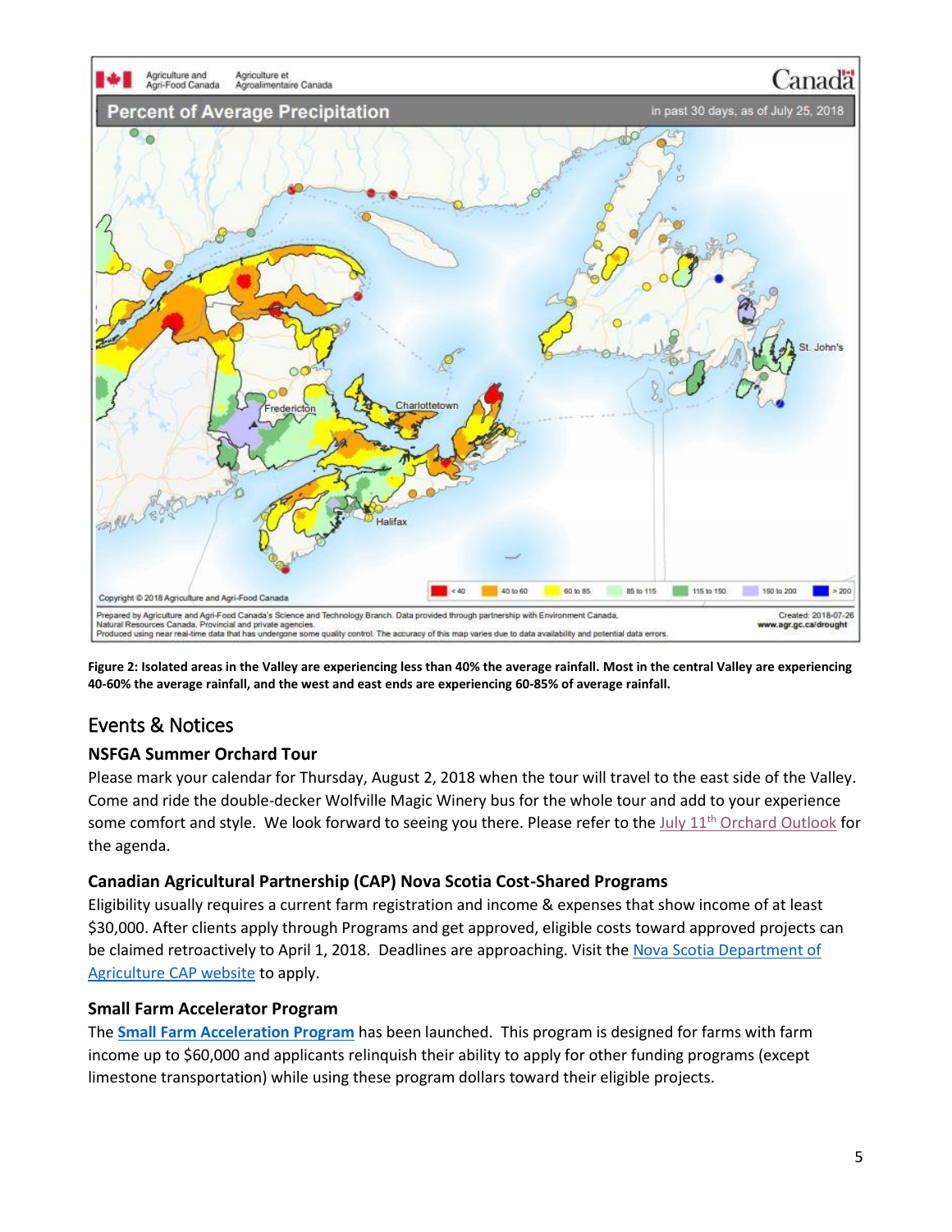**Figure 2: Isolated areas in the Valley are experiencing less than 40% the average rainfall. Most in the central Valley are experiencing 40-60% the average rainfall, and the west and east ends are experiencing 60-85% of average rainfall.**

## Events & Notices

### NSFGA Summer Orchard Tour

Please mark your calendar for Thursday, August 2, 2018 when the tour will travel to the east side of the Valley. Come and ride the double-decker Wolfville Magic Winery bus for the whole tour and add to your experience some comfort and style. We look forward to seeing you there. Please refer to the July 11th Orchard Outlook for the agenda.

### Canadian Agricultural Partnership (CAP) Nova Scotia Cost-Shared Programs

Eligibility usually requires a current farm registration and income & expenses that show income of at least $30,000. After clients apply through Programs and get approved, eligible costs toward approved projects can be claimed retroactively to April 1, 2018. Deadlines are approaching. Visit the Nova Scotia Department of Agriculture CAP website to apply.

### Small Farm Accelerator Program

The **Small Farm Acceleration Program** has been launched. This program is designed for farms with farm income up to $60,000 and applicants relinquish their ability to apply for other funding programs (except limestone transportation) while using these program dollars toward their eligible projects.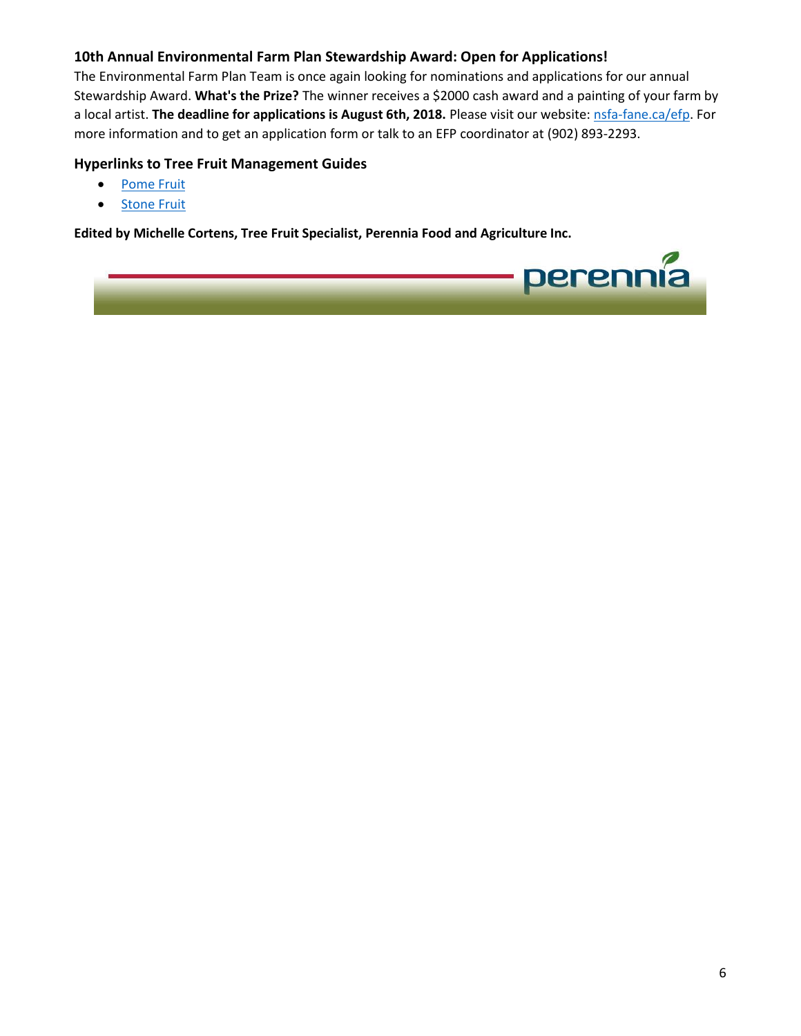### 10th Annual Environmental Farm Plan Stewardship Award: Open for Applications!

The Environmental Farm Plan Team is once again looking for nominations and applications for our annual Stewardship Award. **What's the Prize?** The winner receives a $2000 cash award and a painting of your farm by a local artist. **The deadline for applications is August 6th, 2018.** Please visit our website: nsfa-fane.ca/efp. For more information and to get an application form or talk to an EFP coordinator at (902) 893-2293.

### Hyperlinks to Tree Fruit Management Guides

- Pome Fruit
- Stone Fruit

**Edited by Michelle Cortens, Tree Fruit Specialist, Perennia Food and Agriculture Inc.**